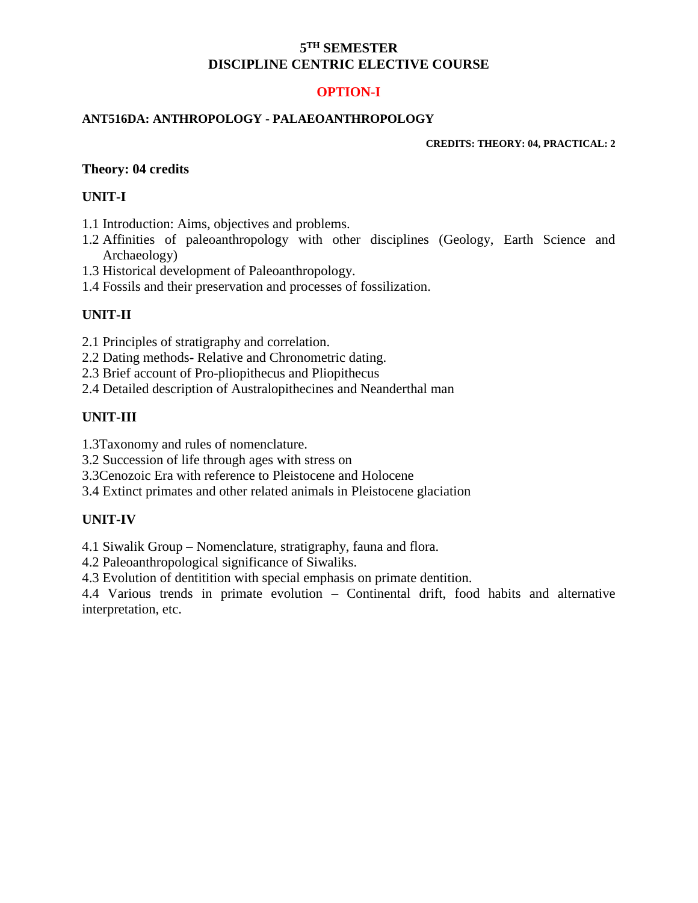# 5TH SEMESTER
# DISCIPLINE CENTRIC ELECTIVE COURSE

## OPTION-I

**ANT516DA: ANTHROPOLOGY - PALAEOANTHROPOLOGY**

**CREDITS: THEORY: 04, PRACTICAL: 2**

**Theory: 04 credits**

**UNIT-I**

1.1 Introduction: Aims, objectives and problems.
1.2 Affinities of paleoanthropology with other disciplines (Geology, Earth Science and Archaeology)
1.3 Historical development of Paleoanthropology.
1.4 Fossils and their preservation and processes of fossilization.

**UNIT-II**

2.1 Principles of stratigraphy and correlation.
2.2 Dating methods- Relative and Chronometric dating.
2.3 Brief account of Pro-pliopithecus and Pliopithecus
2.4 Detailed description of Australopithecines and Neanderthal man

**UNIT-III**

1.3Taxonomy and rules of nomenclature.
3.2 Succession of life through ages with stress on
3.3Cenozoic Era with reference to Pleistocene and Holocene
3.4 Extinct primates and other related animals in Pleistocene glaciation

**UNIT-IV**

4.1 Siwalik Group – Nomenclature, stratigraphy, fauna and flora.
4.2 Paleoanthropological significance of Siwaliks.
4.3 Evolution of dentitition with special emphasis on primate dentition.
4.4 Various trends in primate evolution – Continental drift, food habits and alternative interpretation, etc.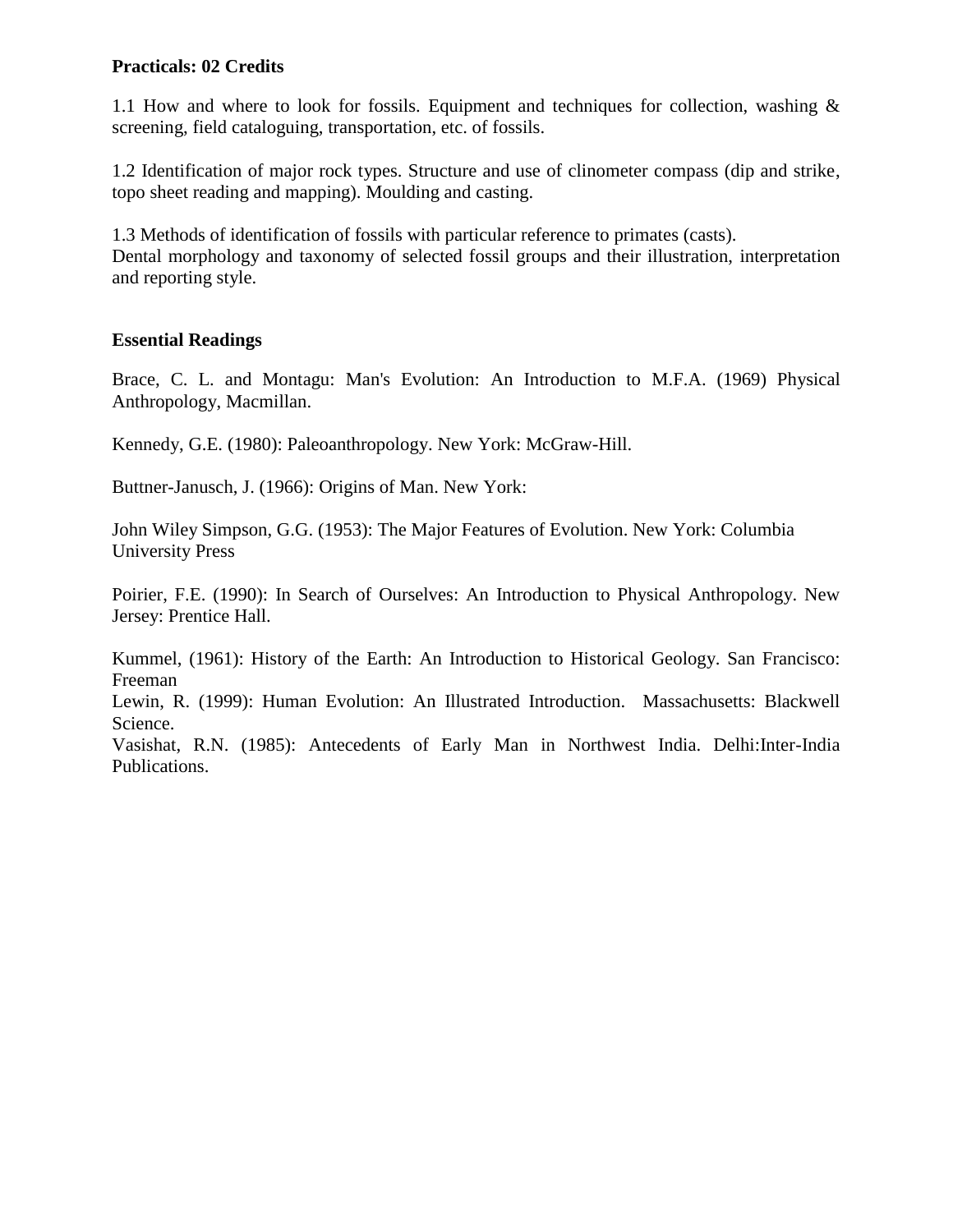**Practicals: 02 Credits**

1.1 How and where to look for fossils. Equipment and techniques for collection, washing & screening, field cataloguing, transportation, etc. of fossils.

1.2 Identification of major rock types. Structure and use of clinometer compass (dip and strike, topo sheet reading and mapping). Moulding and casting.

1.3 Methods of identification of fossils with particular reference to primates (casts).
Dental morphology and taxonomy of selected fossil groups and their illustration, interpretation and reporting style.

**Essential Readings**

Brace, C. L. and Montagu: Man's Evolution: An Introduction to M.F.A. (1969) Physical Anthropology, Macmillan.

Kennedy, G.E. (1980): Paleoanthropology. New York: McGraw-Hill.

Buttner-Janusch, J. (1966): Origins of Man. New York:

John Wiley Simpson, G.G. (1953): The Major Features of Evolution. New York: Columbia University Press

Poirier, F.E. (1990): In Search of Ourselves: An Introduction to Physical Anthropology. New Jersey: Prentice Hall.

Kummel, (1961): History of the Earth: An Introduction to Historical Geology. San Francisco: Freeman
Lewin, R. (1999): Human Evolution: An Illustrated Introduction. Massachusetts: Blackwell Science.
Vasishat, R.N. (1985): Antecedents of Early Man in Northwest India. Delhi:Inter-India Publications.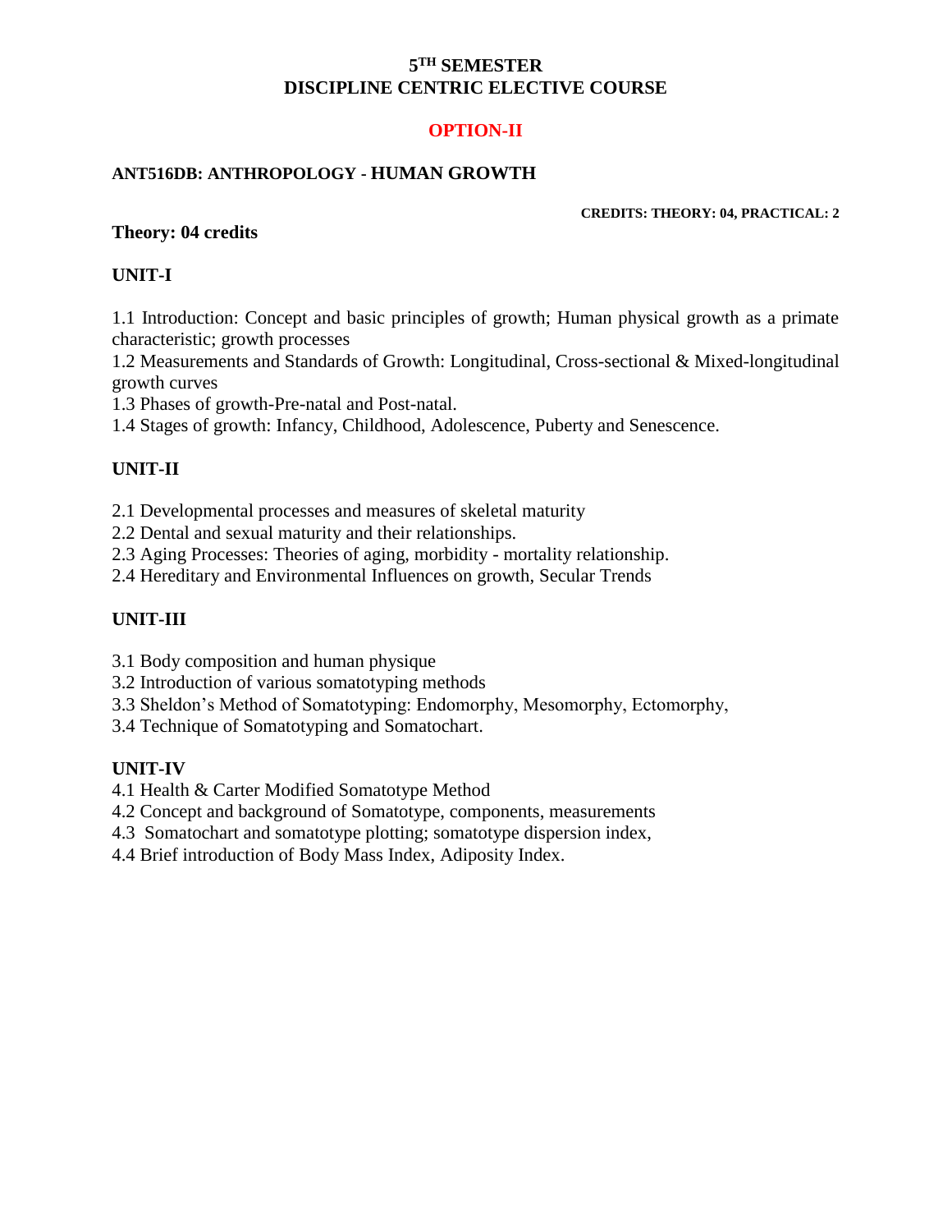# 5TH SEMESTER
# DISCIPLINE CENTRIC ELECTIVE COURSE

## OPTION-II

### ANT516DB: ANTHROPOLOGY - HUMAN GROWTH

**CREDITS: THEORY: 04, PRACTICAL: 2**

**Theory: 04 credits**

**UNIT-I**

1.1 Introduction: Concept and basic principles of growth; Human physical growth as a primate characteristic; growth processes

1.2 Measurements and Standards of Growth: Longitudinal, Cross-sectional & Mixed-longitudinal growth curves

1.3 Phases of growth-Pre-natal and Post-natal.

1.4 Stages of growth: Infancy, Childhood, Adolescence, Puberty and Senescence.

**UNIT-II**

2.1 Developmental processes and measures of skeletal maturity

2.2 Dental and sexual maturity and their relationships.

2.3 Aging Processes: Theories of aging, morbidity - mortality relationship.

2.4 Hereditary and Environmental Influences on growth, Secular Trends

**UNIT-III**

3.1 Body composition and human physique

3.2 Introduction of various somatotyping methods

3.3 Sheldon's Method of Somatotyping: Endomorphy, Mesomorphy, Ectomorphy,

3.4 Technique of Somatotyping and Somatochart.

**UNIT-IV**

4.1 Health & Carter Modified Somatotype Method

4.2 Concept and background of Somatotype, components, measurements

4.3 Somatochart and somatotype plotting; somatotype dispersion index,

4.4 Brief introduction of Body Mass Index, Adiposity Index.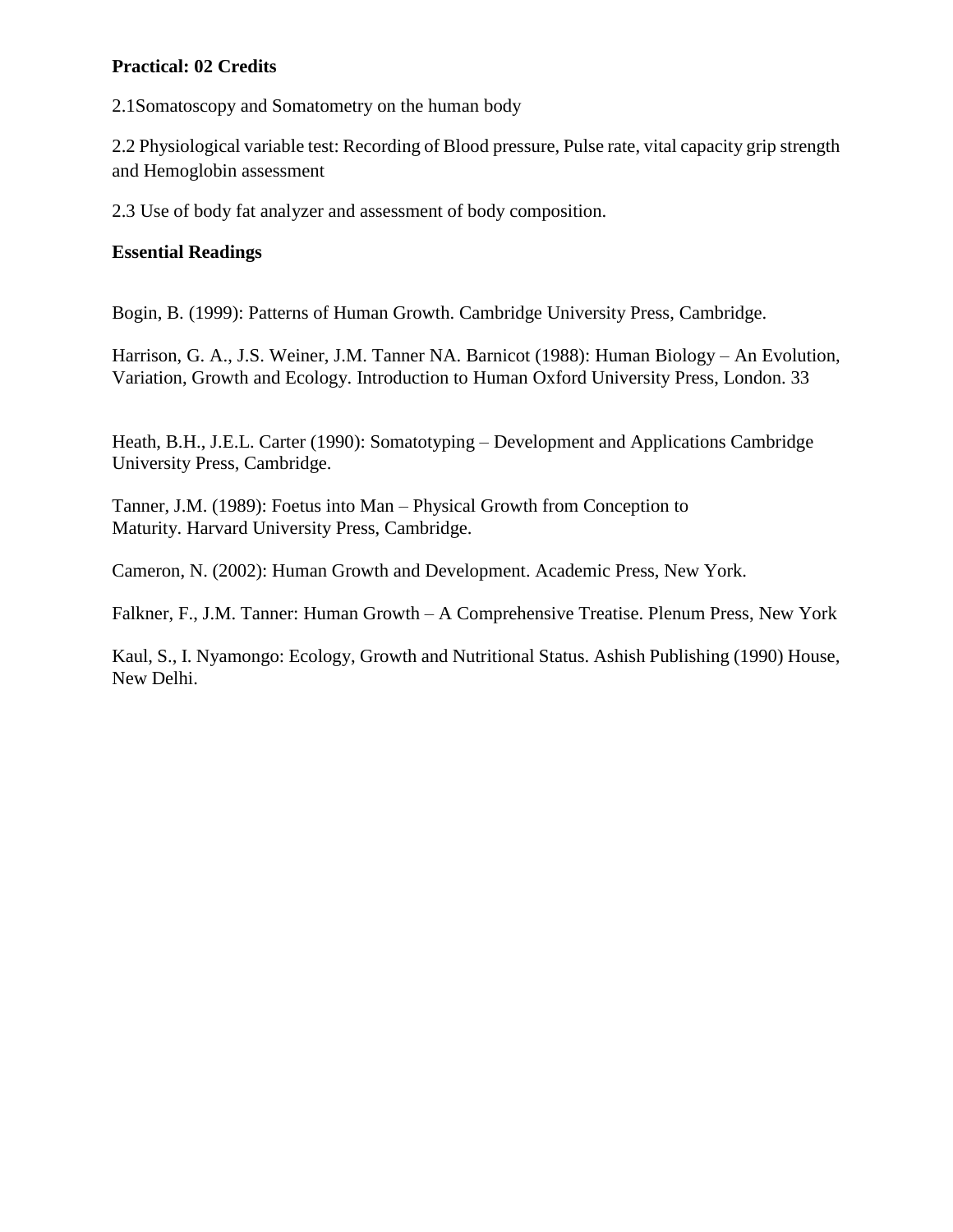**Practical: 02 Credits**

2.1Somatoscopy and Somatometry on the human body

2.2 Physiological variable test: Recording of Blood pressure, Pulse rate, vital capacity grip strength and Hemoglobin assessment

2.3 Use of body fat analyzer and assessment of body composition.

**Essential Readings**

Bogin, B. (1999): Patterns of Human Growth. Cambridge University Press, Cambridge.

Harrison, G. A., J.S. Weiner, J.M. Tanner NA. Barnicot (1988): Human Biology – An Evolution, Variation, Growth and Ecology. Introduction to Human Oxford University Press, London. 33

Heath, B.H., J.E.L. Carter (1990): Somatotyping – Development and Applications Cambridge University Press, Cambridge.

Tanner, J.M. (1989): Foetus into Man – Physical Growth from Conception to Maturity. Harvard University Press, Cambridge.

Cameron, N. (2002): Human Growth and Development. Academic Press, New York.

Falkner, F., J.M. Tanner: Human Growth – A Comprehensive Treatise. Plenum Press, New York

Kaul, S., I. Nyamongo: Ecology, Growth and Nutritional Status. Ashish Publishing (1990) House, New Delhi.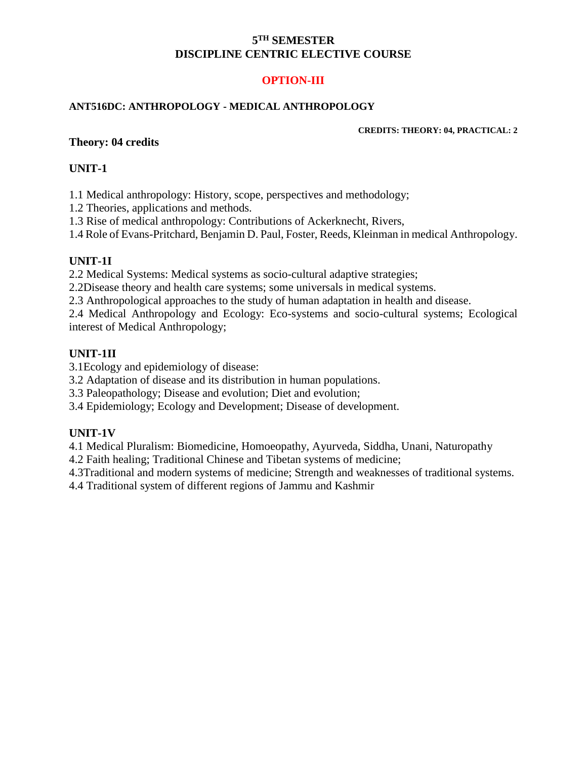## 5TH SEMESTER
## DISCIPLINE CENTRIC ELECTIVE COURSE

## OPTION-III

**ANT516DC: ANTHROPOLOGY - MEDICAL ANTHROPOLOGY**

**CREDITS: THEORY: 04, PRACTICAL: 2**

**Theory: 04 credits**

### UNIT-1

1.1 Medical anthropology: History, scope, perspectives and methodology;
1.2 Theories, applications and methods.
1.3 Rise of medical anthropology: Contributions of Ackerknecht, Rivers,
1.4 Role of Evans-Pritchard, Benjamin D. Paul, Foster, Reeds, Kleinman in medical Anthropology.

### UNIT-1I

2.2 Medical Systems: Medical systems as socio-cultural adaptive strategies;
2.2Disease theory and health care systems; some universals in medical systems.
2.3 Anthropological approaches to the study of human adaptation in health and disease.
2.4 Medical Anthropology and Ecology: Eco-systems and socio-cultural systems; Ecological interest of Medical Anthropology;

### UNIT-1II

3.1Ecology and epidemiology of disease:
3.2 Adaptation of disease and its distribution in human populations.
3.3 Paleopathology; Disease and evolution; Diet and evolution;
3.4 Epidemiology; Ecology and Development; Disease of development.

### UNIT-1V

4.1 Medical Pluralism: Biomedicine, Homoeopathy, Ayurveda, Siddha, Unani, Naturopathy
4.2 Faith healing; Traditional Chinese and Tibetan systems of medicine;
4.3Traditional and modern systems of medicine; Strength and weaknesses of traditional systems.
4.4 Traditional system of different regions of Jammu and Kashmir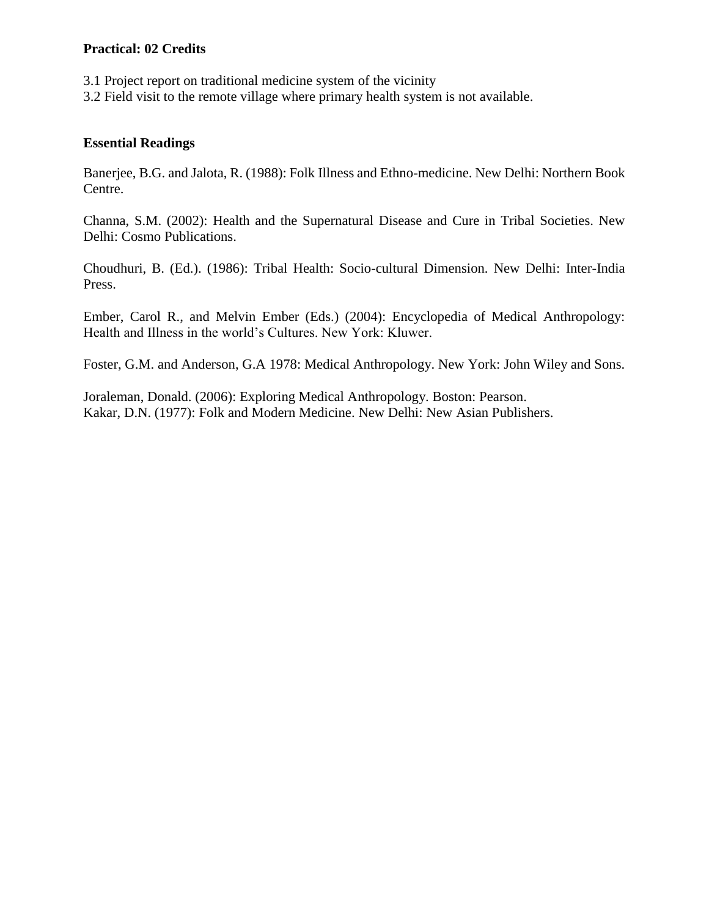**Practical: 02 Credits**

3.1 Project report on traditional medicine system of the vicinity
3.2 Field visit to the remote village where primary health system is not available.

**Essential Readings**

Banerjee, B.G. and Jalota, R. (1988): Folk Illness and Ethno-medicine. New Delhi: Northern Book Centre.

Channa, S.M. (2002): Health and the Supernatural Disease and Cure in Tribal Societies. New Delhi: Cosmo Publications.

Choudhuri, B. (Ed.). (1986): Tribal Health: Socio-cultural Dimension. New Delhi: Inter-India Press.

Ember, Carol R., and Melvin Ember (Eds.) (2004): Encyclopedia of Medical Anthropology: Health and Illness in the world's Cultures. New York: Kluwer.

Foster, G.M. and Anderson, G.A 1978: Medical Anthropology. New York: John Wiley and Sons.

Joraleman, Donald. (2006): Exploring Medical Anthropology. Boston: Pearson.
Kakar, D.N. (1977): Folk and Modern Medicine. New Delhi: New Asian Publishers.